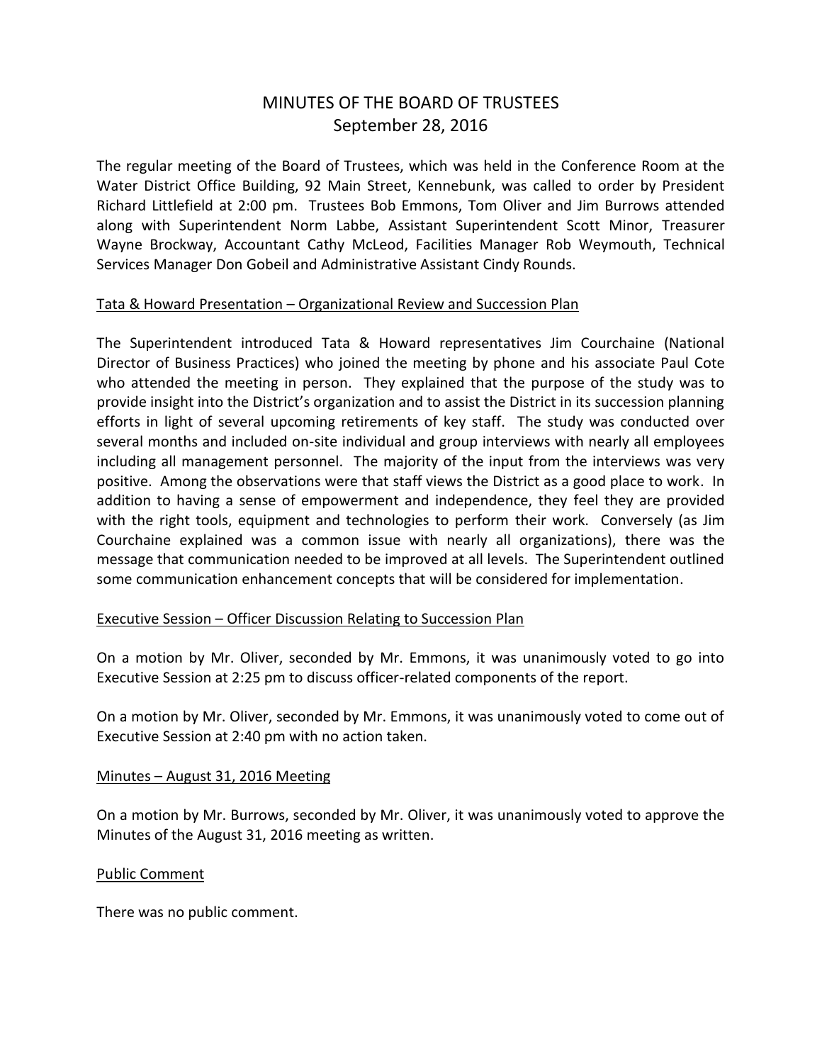# MINUTES OF THE BOARD OF TRUSTEES
## September 28, 2016

The regular meeting of the Board of Trustees, which was held in the Conference Room at the Water District Office Building, 92 Main Street, Kennebunk, was called to order by President Richard Littlefield at 2:00 pm. Trustees Bob Emmons, Tom Oliver and Jim Burrows attended along with Superintendent Norm Labbe, Assistant Superintendent Scott Minor, Treasurer Wayne Brockway, Accountant Cathy McLeod, Facilities Manager Rob Weymouth, Technical Services Manager Don Gobeil and Administrative Assistant Cindy Rounds.

<u>Tata & Howard Presentation – Organizational Review and Succession Plan</u>

The Superintendent introduced Tata & Howard representatives Jim Courchaine (National Director of Business Practices) who joined the meeting by phone and his associate Paul Cote who attended the meeting in person. They explained that the purpose of the study was to provide insight into the District's organization and to assist the District in its succession planning efforts in light of several upcoming retirements of key staff. The study was conducted over several months and included on-site individual and group interviews with nearly all employees including all management personnel. The majority of the input from the interviews was very positive. Among the observations were that staff views the District as a good place to work. In addition to having a sense of empowerment and independence, they feel they are provided with the right tools, equipment and technologies to perform their work. Conversely (as Jim Courchaine explained was a common issue with nearly all organizations), there was the message that communication needed to be improved at all levels. The Superintendent outlined some communication enhancement concepts that will be considered for implementation.

<u>Executive Session – Officer Discussion Relating to Succession Plan</u>

On a motion by Mr. Oliver, seconded by Mr. Emmons, it was unanimously voted to go into Executive Session at 2:25 pm to discuss officer-related components of the report.

On a motion by Mr. Oliver, seconded by Mr. Emmons, it was unanimously voted to come out of Executive Session at 2:40 pm with no action taken.

<u>Minutes – August 31, 2016 Meeting</u>

On a motion by Mr. Burrows, seconded by Mr. Oliver, it was unanimously voted to approve the Minutes of the August 31, 2016 meeting as written.

<u>Public Comment</u>

There was no public comment.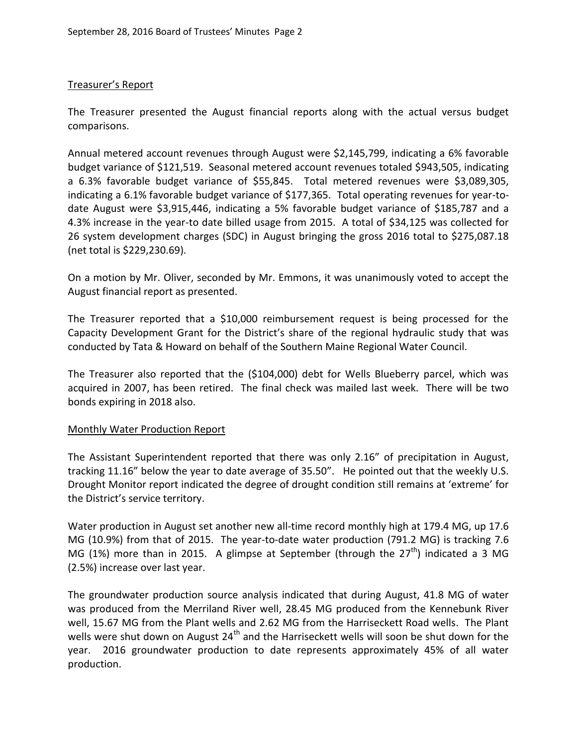## Treasurer's Report

The Treasurer presented the August financial reports along with the actual versus budget comparisons.

Annual metered account revenues through August were $2,145,799, indicating a 6% favorable budget variance of $121,519. Seasonal metered account revenues totaled $943,505, indicating a 6.3% favorable budget variance of $55,845. Total metered revenues were $3,089,305, indicating a 6.1% favorable budget variance of $177,365. Total operating revenues for year-to-date August were $3,915,446, indicating a 5% favorable budget variance of $185,787 and a 4.3% increase in the year-to date billed usage from 2015. A total of $34,125 was collected for 26 system development charges (SDC) in August bringing the gross 2016 total to $275,087.18 (net total is $229,230.69).

On a motion by Mr. Oliver, seconded by Mr. Emmons, it was unanimously voted to accept the August financial report as presented.

The Treasurer reported that a $10,000 reimbursement request is being processed for the Capacity Development Grant for the District's share of the regional hydraulic study that was conducted by Tata & Howard on behalf of the Southern Maine Regional Water Council.

The Treasurer also reported that the ($104,000) debt for Wells Blueberry parcel, which was acquired in 2007, has been retired. The final check was mailed last week. There will be two bonds expiring in 2018 also.

## Monthly Water Production Report

The Assistant Superintendent reported that there was only 2.16" of precipitation in August, tracking 11.16" below the year to date average of 35.50". He pointed out that the weekly U.S. Drought Monitor report indicated the degree of drought condition still remains at 'extreme' for the District's service territory.

Water production in August set another new all-time record monthly high at 179.4 MG, up 17.6 MG (10.9%) from that of 2015. The year-to-date water production (791.2 MG) is tracking 7.6 MG (1%) more than in 2015. A glimpse at September (through the 27th) indicated a 3 MG (2.5%) increase over last year.

The groundwater production source analysis indicated that during August, 41.8 MG of water was produced from the Merriland River well, 28.45 MG produced from the Kennebunk River well, 15.67 MG from the Plant wells and 2.62 MG from the Harriseckett Road wells. The Plant wells were shut down on August 24th and the Harriseckett wells will soon be shut down for the year. 2016 groundwater production to date represents approximately 45% of all water production.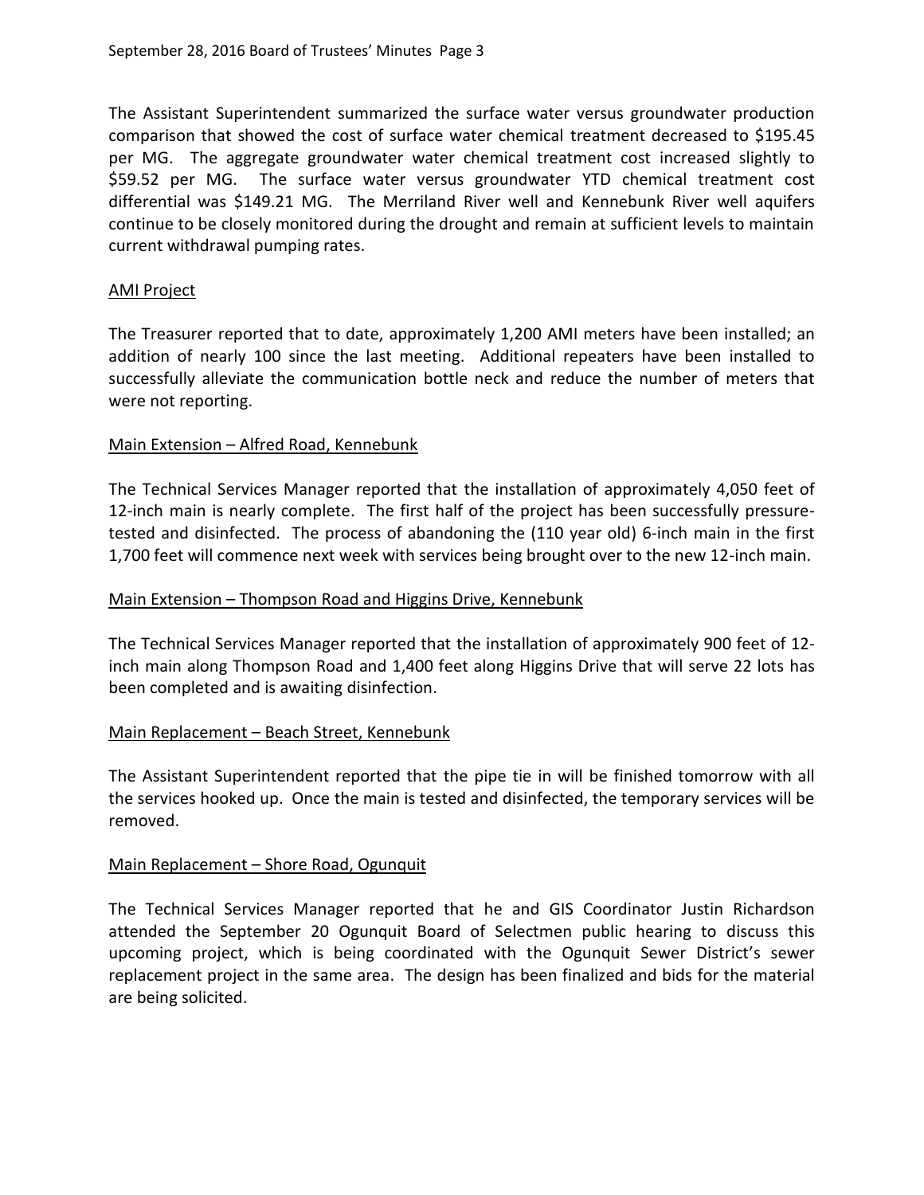The Assistant Superintendent summarized the surface water versus groundwater production comparison that showed the cost of surface water chemical treatment decreased to $195.45 per MG. The aggregate groundwater water chemical treatment cost increased slightly to $59.52 per MG. The surface water versus groundwater YTD chemical treatment cost differential was $149.21 MG. The Merriland River well and Kennebunk River well aquifers continue to be closely monitored during the drought and remain at sufficient levels to maintain current withdrawal pumping rates.

<u>AMI Project</u>

The Treasurer reported that to date, approximately 1,200 AMI meters have been installed; an addition of nearly 100 since the last meeting. Additional repeaters have been installed to successfully alleviate the communication bottle neck and reduce the number of meters that were not reporting.

<u>Main Extension – Alfred Road, Kennebunk</u>

The Technical Services Manager reported that the installation of approximately 4,050 feet of 12-inch main is nearly complete. The first half of the project has been successfully pressure-tested and disinfected. The process of abandoning the (110 year old) 6-inch main in the first 1,700 feet will commence next week with services being brought over to the new 12-inch main.

<u>Main Extension – Thompson Road and Higgins Drive, Kennebunk</u>

The Technical Services Manager reported that the installation of approximately 900 feet of 12-inch main along Thompson Road and 1,400 feet along Higgins Drive that will serve 22 lots has been completed and is awaiting disinfection.

<u>Main Replacement – Beach Street, Kennebunk</u>

The Assistant Superintendent reported that the pipe tie in will be finished tomorrow with all the services hooked up. Once the main is tested and disinfected, the temporary services will be removed.

<u>Main Replacement – Shore Road, Ogunquit</u>

The Technical Services Manager reported that he and GIS Coordinator Justin Richardson attended the September 20 Ogunquit Board of Selectmen public hearing to discuss this upcoming project, which is being coordinated with the Ogunquit Sewer District's sewer replacement project in the same area. The design has been finalized and bids for the material are being solicited.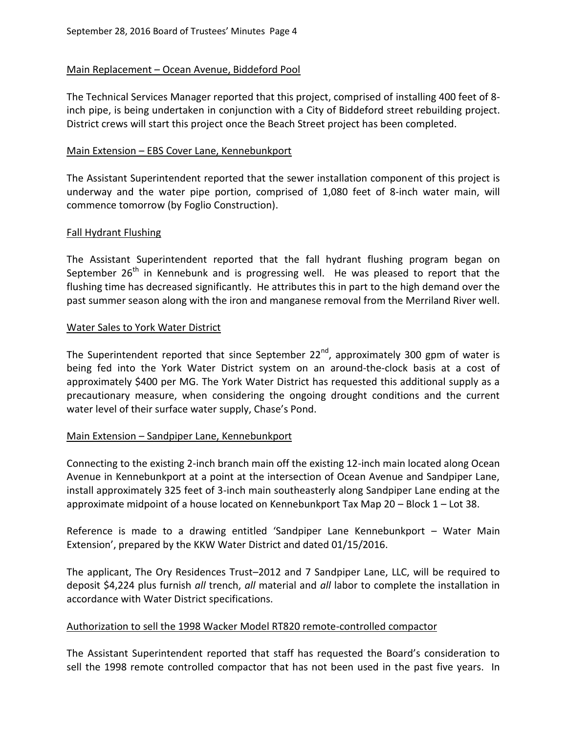Main Replacement – Ocean Avenue, Biddeford Pool

The Technical Services Manager reported that this project, comprised of installing 400 feet of 8-inch pipe, is being undertaken in conjunction with a City of Biddeford street rebuilding project. District crews will start this project once the Beach Street project has been completed.

Main Extension – EBS Cover Lane, Kennebunkport

The Assistant Superintendent reported that the sewer installation component of this project is underway and the water pipe portion, comprised of 1,080 feet of 8-inch water main, will commence tomorrow (by Foglio Construction).

Fall Hydrant Flushing

The Assistant Superintendent reported that the fall hydrant flushing program began on September 26th in Kennebunk and is progressing well. He was pleased to report that the flushing time has decreased significantly. He attributes this in part to the high demand over the past summer season along with the iron and manganese removal from the Merriland River well.

Water Sales to York Water District

The Superintendent reported that since September 22nd, approximately 300 gpm of water is being fed into the York Water District system on an around-the-clock basis at a cost of approximately $400 per MG. The York Water District has requested this additional supply as a precautionary measure, when considering the ongoing drought conditions and the current water level of their surface water supply, Chase's Pond.

Main Extension – Sandpiper Lane, Kennebunkport

Connecting to the existing 2-inch branch main off the existing 12-inch main located along Ocean Avenue in Kennebunkport at a point at the intersection of Ocean Avenue and Sandpiper Lane, install approximately 325 feet of 3-inch main southeasterly along Sandpiper Lane ending at the approximate midpoint of a house located on Kennebunkport Tax Map 20 – Block 1 – Lot 38.

Reference is made to a drawing entitled 'Sandpiper Lane Kennebunkport – Water Main Extension', prepared by the KKW Water District and dated 01/15/2016.

The applicant, The Ory Residences Trust–2012 and 7 Sandpiper Lane, LLC, will be required to deposit $4,224 plus furnish *all* trench, *all* material and *all* labor to complete the installation in accordance with Water District specifications.

Authorization to sell the 1998 Wacker Model RT820 remote-controlled compactor

The Assistant Superintendent reported that staff has requested the Board's consideration to sell the 1998 remote controlled compactor that has not been used in the past five years. In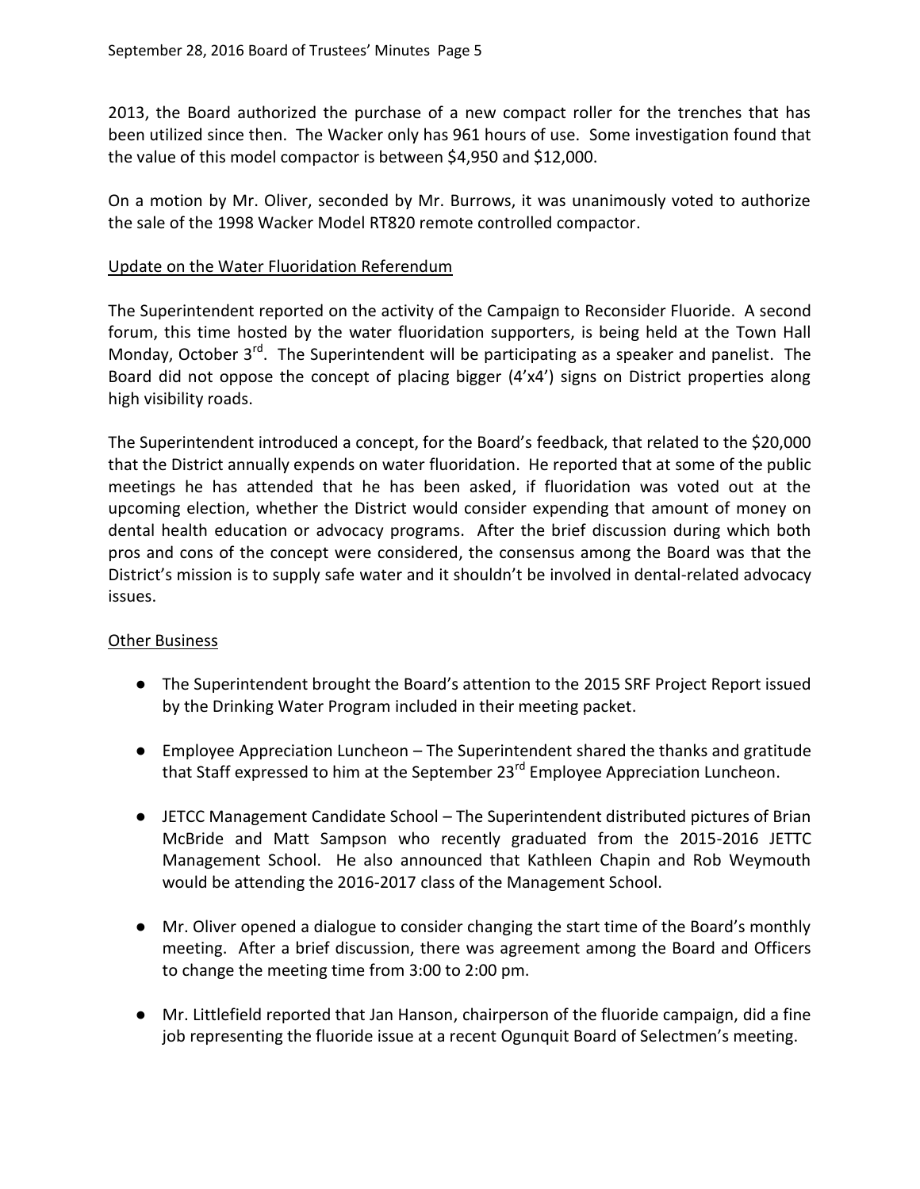2013, the Board authorized the purchase of a new compact roller for the trenches that has been utilized since then. The Wacker only has 961 hours of use. Some investigation found that the value of this model compactor is between $4,950 and $12,000.

On a motion by Mr. Oliver, seconded by Mr. Burrows, it was unanimously voted to authorize the sale of the 1998 Wacker Model RT820 remote controlled compactor.

Update on the Water Fluoridation Referendum

The Superintendent reported on the activity of the Campaign to Reconsider Fluoride. A second forum, this time hosted by the water fluoridation supporters, is being held at the Town Hall Monday, October 3rd. The Superintendent will be participating as a speaker and panelist. The Board did not oppose the concept of placing bigger (4'x4') signs on District properties along high visibility roads.

The Superintendent introduced a concept, for the Board's feedback, that related to the $20,000 that the District annually expends on water fluoridation. He reported that at some of the public meetings he has attended that he has been asked, if fluoridation was voted out at the upcoming election, whether the District would consider expending that amount of money on dental health education or advocacy programs. After the brief discussion during which both pros and cons of the concept were considered, the consensus among the Board was that the District's mission is to supply safe water and it shouldn't be involved in dental-related advocacy issues.

Other Business

- The Superintendent brought the Board's attention to the 2015 SRF Project Report issued by the Drinking Water Program included in their meeting packet.
- Employee Appreciation Luncheon – The Superintendent shared the thanks and gratitude that Staff expressed to him at the September 23rd Employee Appreciation Luncheon.
- JETCC Management Candidate School – The Superintendent distributed pictures of Brian McBride and Matt Sampson who recently graduated from the 2015-2016 JETTC Management School. He also announced that Kathleen Chapin and Rob Weymouth would be attending the 2016-2017 class of the Management School.
- Mr. Oliver opened a dialogue to consider changing the start time of the Board's monthly meeting. After a brief discussion, there was agreement among the Board and Officers to change the meeting time from 3:00 to 2:00 pm.
- Mr. Littlefield reported that Jan Hanson, chairperson of the fluoride campaign, did a fine job representing the fluoride issue at a recent Ogunquit Board of Selectmen's meeting.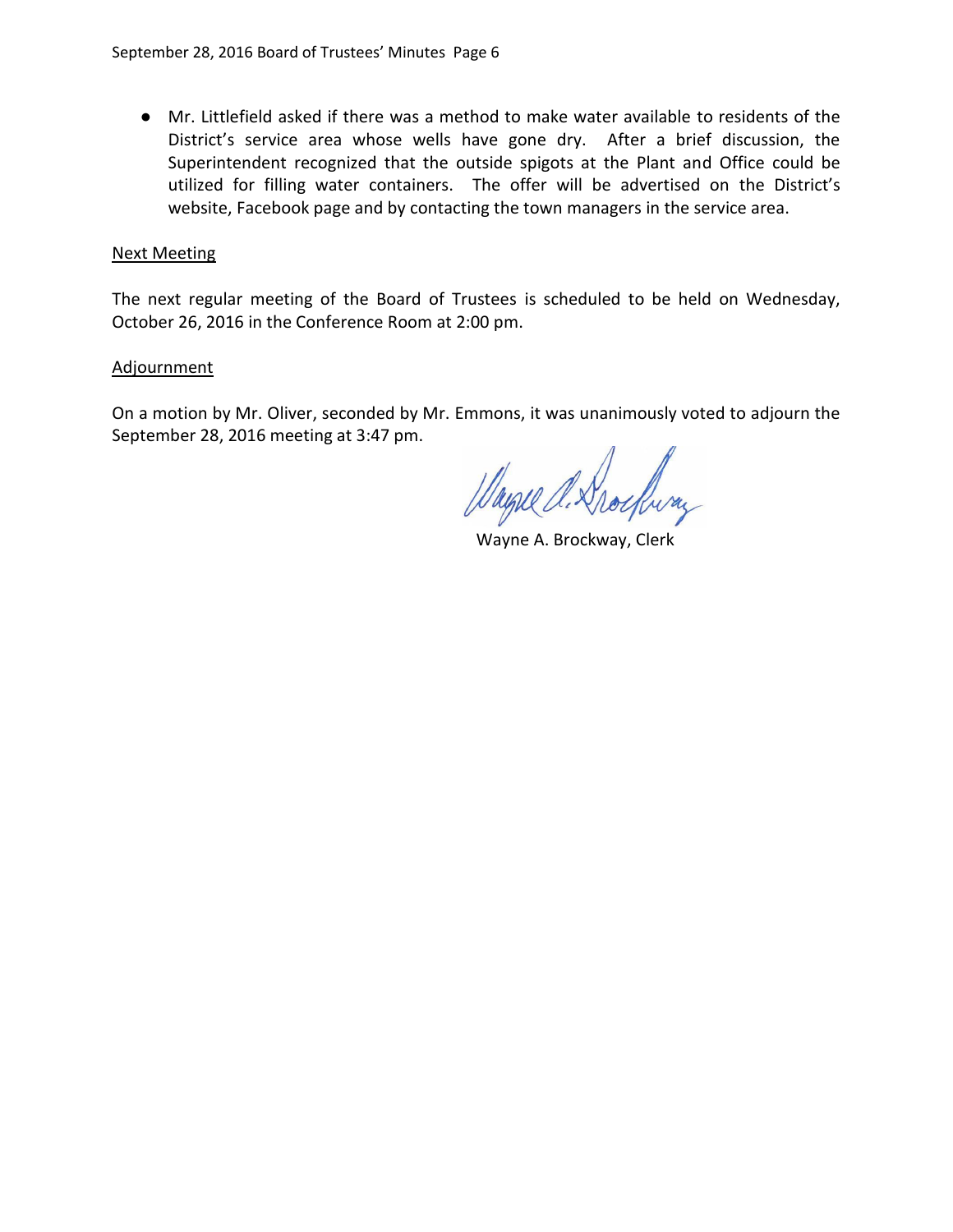- Mr. Littlefield asked if there was a method to make water available to residents of the District's service area whose wells have gone dry. After a brief discussion, the Superintendent recognized that the outside spigots at the Plant and Office could be utilized for filling water containers. The offer will be advertised on the District's website, Facebook page and by contacting the town managers in the service area.

<u>Next Meeting</u>

The next regular meeting of the Board of Trustees is scheduled to be held on Wednesday, October 26, 2016 in the Conference Room at 2:00 pm.

<u>Adjournment</u>

On a motion by Mr. Oliver, seconded by Mr. Emmons, it was unanimously voted to adjourn the September 28, 2016 meeting at 3:47 pm.

Wayne A. Brockway, Clerk